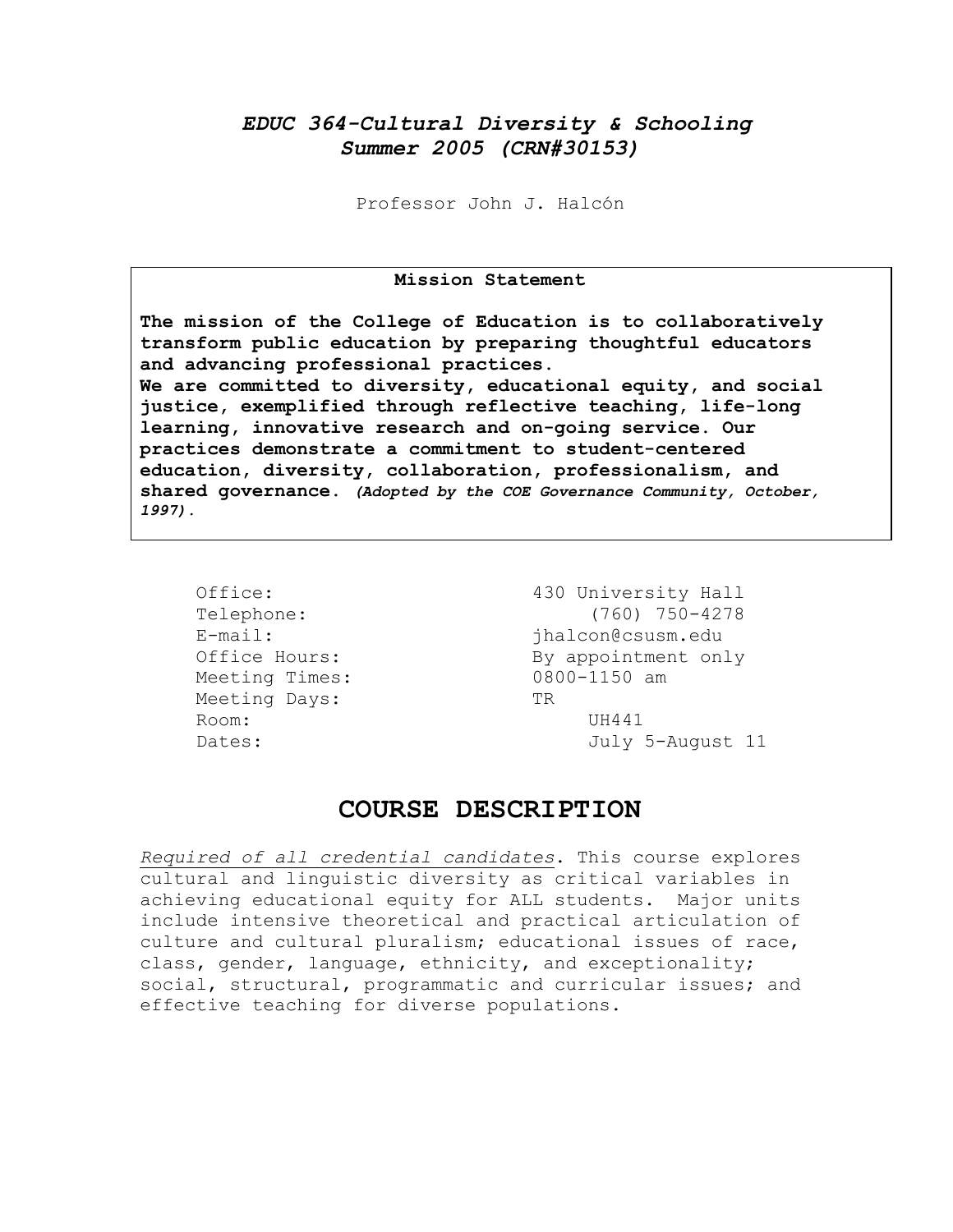# *EDUC 364-Cultural Diversity & Schooling*
# *Summer 2005 (CRN#30153)*

Professor John J. Halcón

**Mission Statement**

**The mission of the College of Education is to collaboratively transform public education by preparing thoughtful educators and advancing professional practices.**
**We are committed to diversity, educational equity, and social justice, exemplified through reflective teaching, life-long learning, innovative research and on-going service. Our practices demonstrate a commitment to student-centered education, diversity, collaboration, professionalism, and shared governance.** ***(Adopted by the COE Governance Community, October, 1997).***

| | |
|---|---|
| Office: | 430 University Hall |
| Telephone: | (760) 750-4278 |
| E-mail: | jhalcon@csusm.edu |
| Office Hours: | By appointment only |
| Meeting Times: | 0800-1150 am |
| Meeting Days: | TR |
| Room: | UH441 |
| Dates: | July 5-August 11 |

## COURSE DESCRIPTION

*Required of all credential candidates*. This course explores cultural and linguistic diversity as critical variables in achieving educational equity for ALL students. Major units include intensive theoretical and practical articulation of culture and cultural pluralism; educational issues of race, class, gender, language, ethnicity, and exceptionality; social, structural, programmatic and curricular issues; and effective teaching for diverse populations.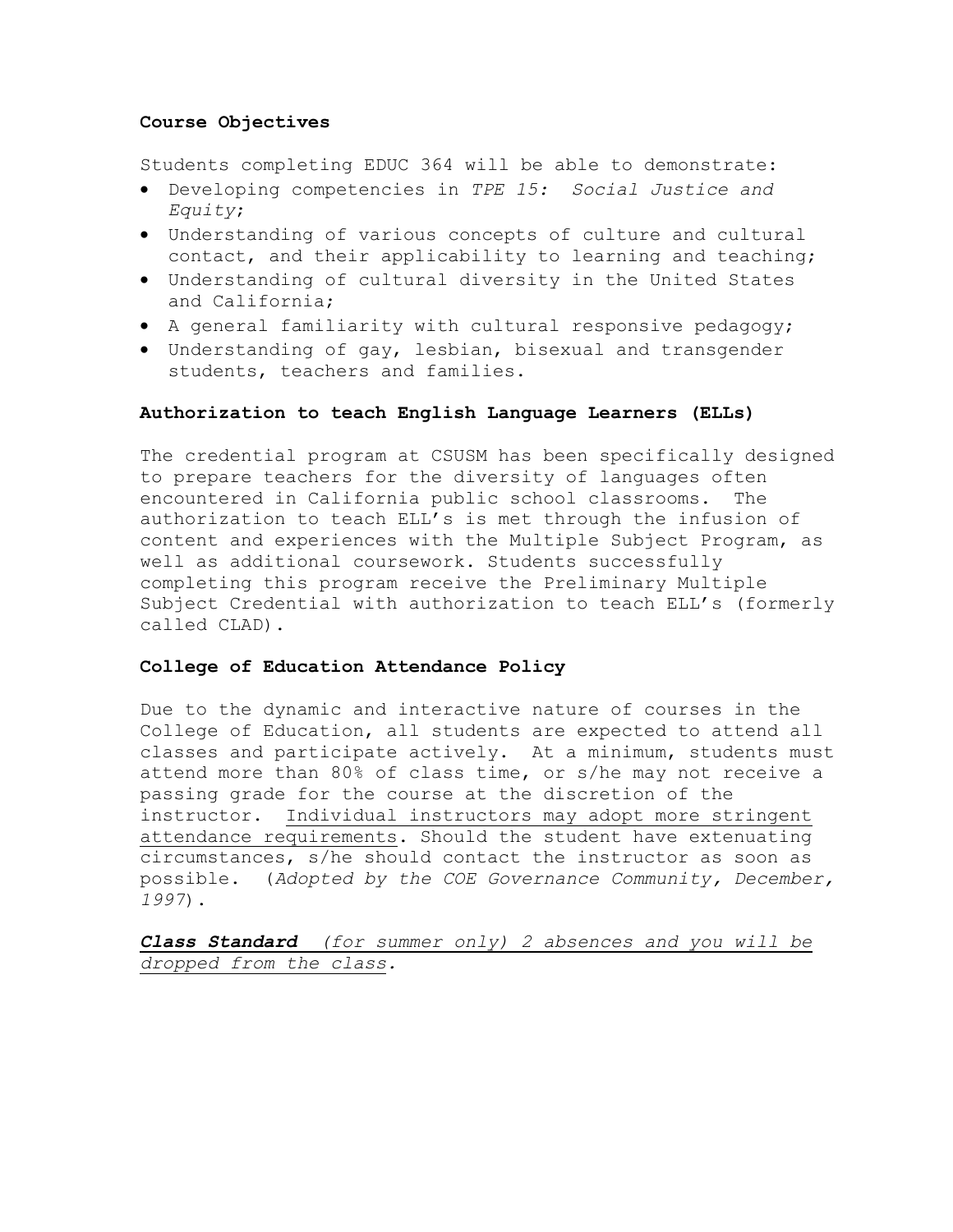### Course Objectives

Students completing EDUC 364 will be able to demonstrate:

- Developing competencies in *TPE 15: Social Justice and Equity*;
- Understanding of various concepts of culture and cultural contact, and their applicability to learning and teaching;
- Understanding of cultural diversity in the United States and California;
- A general familiarity with cultural responsive pedagogy;
- Understanding of gay, lesbian, bisexual and transgender students, teachers and families.

### Authorization to teach English Language Learners (ELLs)

The credential program at CSUSM has been specifically designed to prepare teachers for the diversity of languages often encountered in California public school classrooms. The authorization to teach ELL's is met through the infusion of content and experiences with the Multiple Subject Program, as well as additional coursework. Students successfully completing this program receive the Preliminary Multiple Subject Credential with authorization to teach ELL's (formerly called CLAD).

### College of Education Attendance Policy

Due to the dynamic and interactive nature of courses in the College of Education, all students are expected to attend all classes and participate actively. At a minimum, students must attend more than 80% of class time, or s/he may not receive a passing grade for the course at the discretion of the instructor. Individual instructors may adopt more stringent attendance requirements. Should the student have extenuating circumstances, s/he should contact the instructor as soon as possible. (*Adopted by the COE Governance Community, December, 1997*).

***Class Standard*** *(for summer only) 2 absences and you will be dropped from the class.*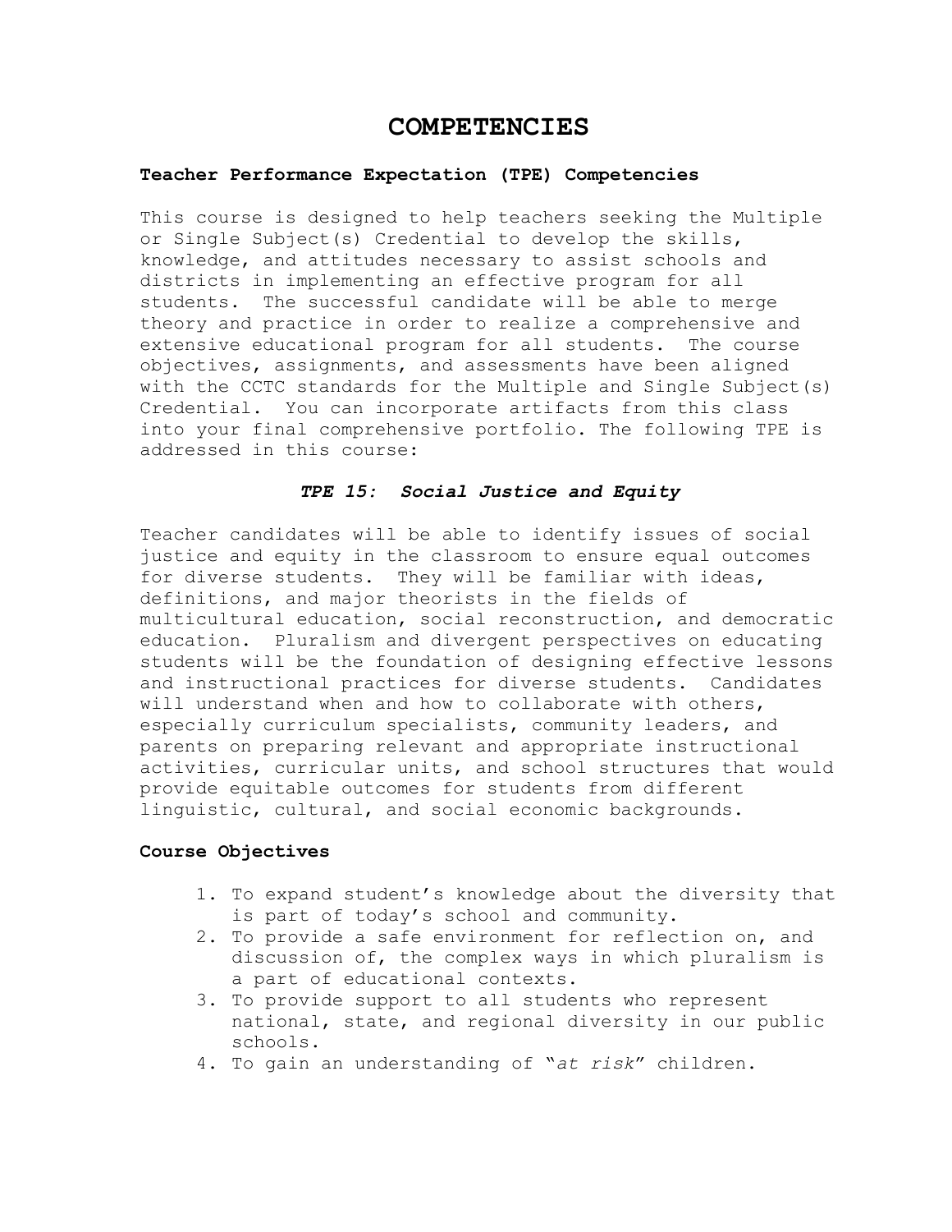# COMPETENCIES

**Teacher Performance Expectation (TPE) Competencies**

This course is designed to help teachers seeking the Multiple or Single Subject(s) Credential to develop the skills, knowledge, and attitudes necessary to assist schools and districts in implementing an effective program for all students. The successful candidate will be able to merge theory and practice in order to realize a comprehensive and extensive educational program for all students. The course objectives, assignments, and assessments have been aligned with the CCTC standards for the Multiple and Single Subject(s) Credential. You can incorporate artifacts from this class into your final comprehensive portfolio. The following TPE is addressed in this course:

***TPE 15: Social Justice and Equity***

Teacher candidates will be able to identify issues of social justice and equity in the classroom to ensure equal outcomes for diverse students. They will be familiar with ideas, definitions, and major theorists in the fields of multicultural education, social reconstruction, and democratic education. Pluralism and divergent perspectives on educating students will be the foundation of designing effective lessons and instructional practices for diverse students. Candidates will understand when and how to collaborate with others, especially curriculum specialists, community leaders, and parents on preparing relevant and appropriate instructional activities, curricular units, and school structures that would provide equitable outcomes for students from different linguistic, cultural, and social economic backgrounds.

**Course Objectives**

1. To expand student's knowledge about the diversity that is part of today's school and community.
2. To provide a safe environment for reflection on, and discussion of, the complex ways in which pluralism is a part of educational contexts.
3. To provide support to all students who represent national, state, and regional diversity in our public schools.
4. To gain an understanding of "*at risk*" children.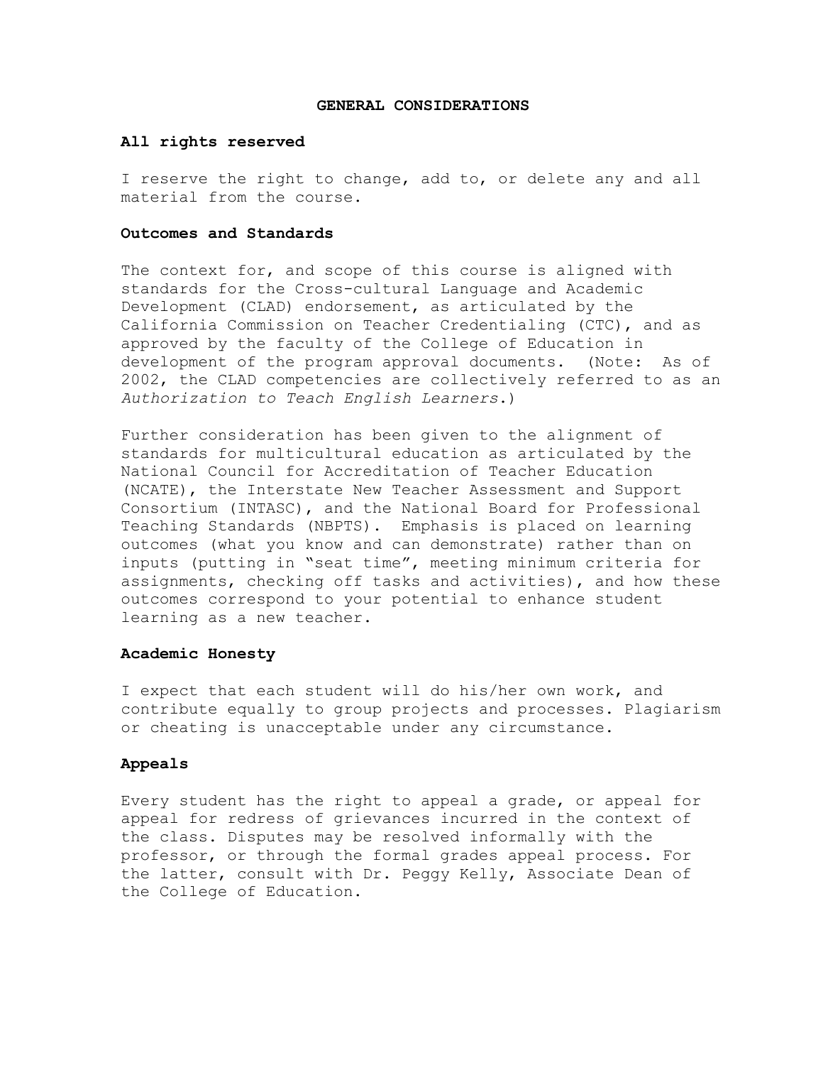## GENERAL CONSIDERATIONS

### All rights reserved

I reserve the right to change, add to, or delete any and all material from the course.

### Outcomes and Standards

The context for, and scope of this course is aligned with standards for the Cross-cultural Language and Academic Development (CLAD) endorsement, as articulated by the California Commission on Teacher Credentialing (CTC), and as approved by the faculty of the College of Education in development of the program approval documents. (Note: As of 2002, the CLAD competencies are collectively referred to as an *Authorization to Teach English Learners*.)

Further consideration has been given to the alignment of standards for multicultural education as articulated by the National Council for Accreditation of Teacher Education (NCATE), the Interstate New Teacher Assessment and Support Consortium (INTASC), and the National Board for Professional Teaching Standards (NBPTS). Emphasis is placed on learning outcomes (what you know and can demonstrate) rather than on inputs (putting in "seat time", meeting minimum criteria for assignments, checking off tasks and activities), and how these outcomes correspond to your potential to enhance student learning as a new teacher.

### Academic Honesty

I expect that each student will do his/her own work, and contribute equally to group projects and processes. Plagiarism or cheating is unacceptable under any circumstance.

### Appeals

Every student has the right to appeal a grade, or appeal for appeal for redress of grievances incurred in the context of the class. Disputes may be resolved informally with the professor, or through the formal grades appeal process. For the latter, consult with Dr. Peggy Kelly, Associate Dean of the College of Education.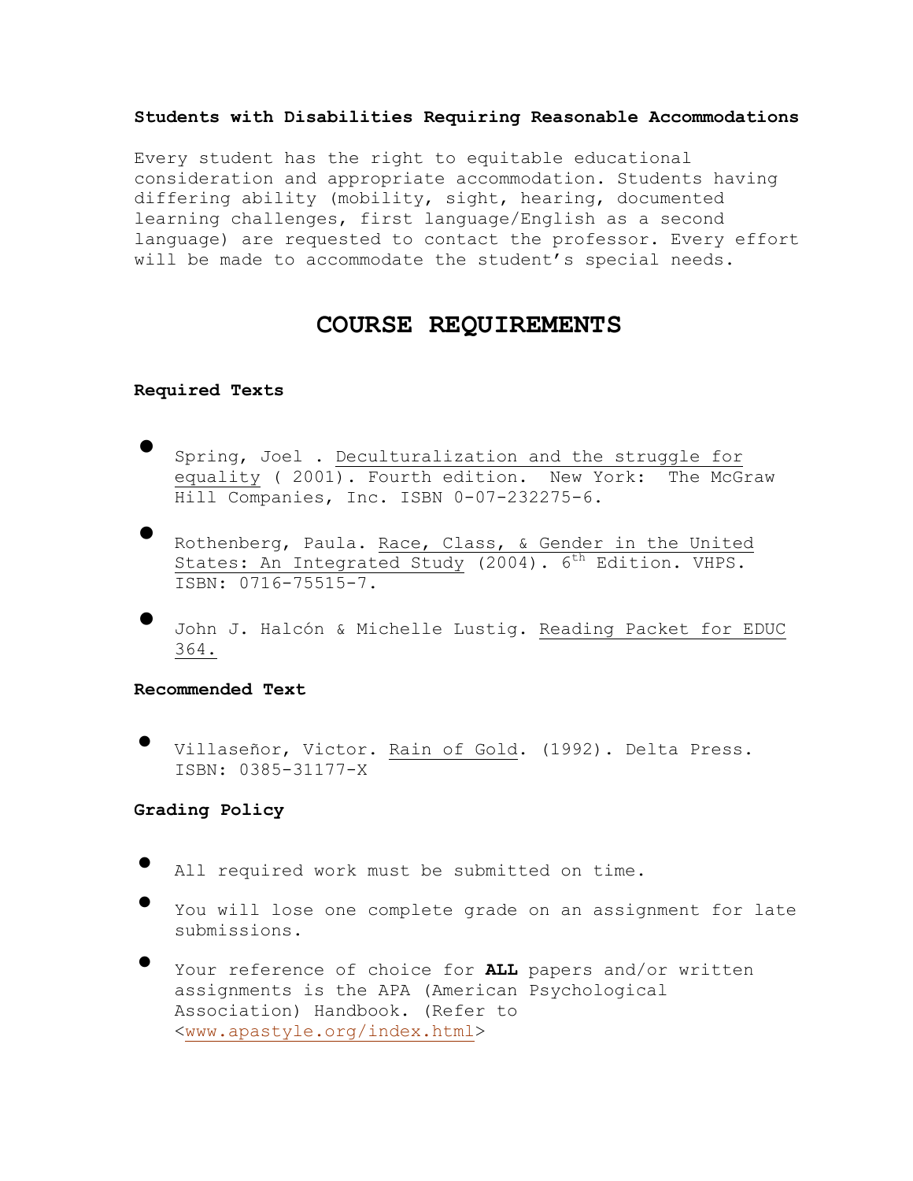**Students with Disabilities Requiring Reasonable Accommodations**

Every student has the right to equitable educational consideration and appropriate accommodation. Students having differing ability (mobility, sight, hearing, documented learning challenges, first language/English as a second language) are requested to contact the professor. Every effort will be made to accommodate the student's special needs.

## COURSE REQUIREMENTS

**Required Texts**

- Spring, Joel . Deculturalization and the struggle for equality ( 2001). Fourth edition. New York: The McGraw Hill Companies, Inc. ISBN 0-07-232275-6.
- Rothenberg, Paula. Race, Class, & Gender in the United States: An Integrated Study (2004). 6th Edition. VHPS. ISBN: 0716-75515-7.
- John J. Halcón & Michelle Lustig. Reading Packet for EDUC 364.

**Recommended Text**

- Villaseñor, Victor. Rain of Gold. (1992). Delta Press. ISBN: 0385-31177-X

**Grading Policy**

- All required work must be submitted on time.
- You will lose one complete grade on an assignment for late submissions.
- Your reference of choice for **ALL** papers and/or written assignments is the APA (American Psychological Association) Handbook. (Refer to <www.apastyle.org/index.html>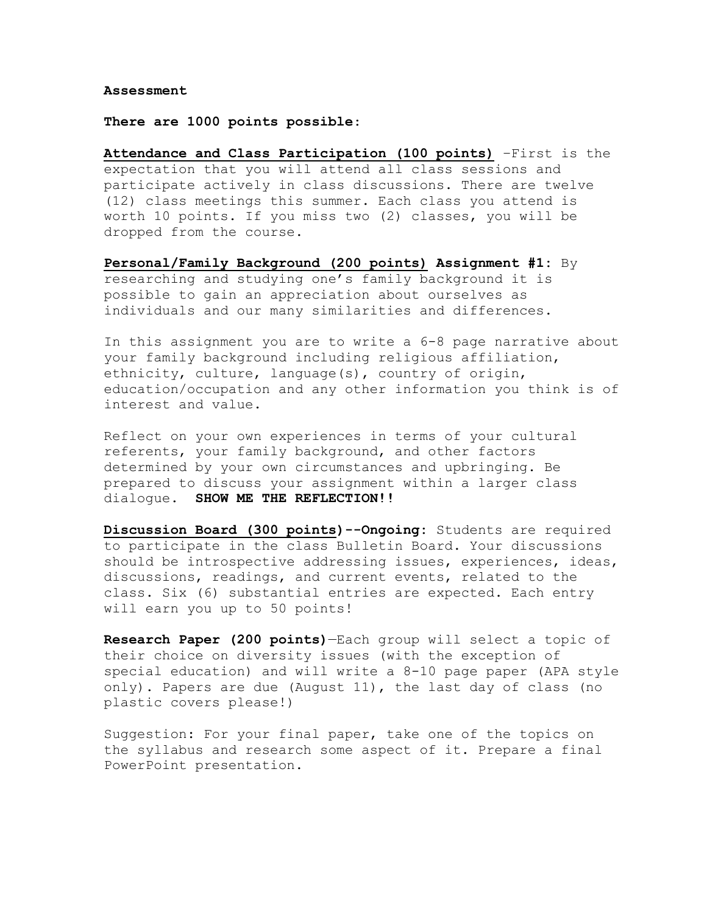**Assessment**

**There are 1000 points possible:**

**Attendance and Class Participation (100 points)** –First is the expectation that you will attend all class sessions and participate actively in class discussions. There are twelve (12) class meetings this summer. Each class you attend is worth 10 points. If you miss two (2) classes, you will be dropped from the course.

**Personal/Family Background (200 points) Assignment #1:** By researching and studying one's family background it is possible to gain an appreciation about ourselves as individuals and our many similarities and differences.

In this assignment you are to write a 6-8 page narrative about your family background including religious affiliation, ethnicity, culture, language(s), country of origin, education/occupation and any other information you think is of interest and value.

Reflect on your own experiences in terms of your cultural referents, your family background, and other factors determined by your own circumstances and upbringing. Be prepared to discuss your assignment within a larger class dialogue. **SHOW ME THE REFLECTION!!**

**Discussion Board (300 points)--Ongoing:** Students are required to participate in the class Bulletin Board. Your discussions should be introspective addressing issues, experiences, ideas, discussions, readings, and current events, related to the class. Six (6) substantial entries are expected. Each entry will earn you up to 50 points!

**Research Paper (200 points)**—Each group will select a topic of their choice on diversity issues (with the exception of special education) and will write a 8-10 page paper (APA style only). Papers are due (August 11), the last day of class (no plastic covers please!)

Suggestion: For your final paper, take one of the topics on the syllabus and research some aspect of it. Prepare a final PowerPoint presentation.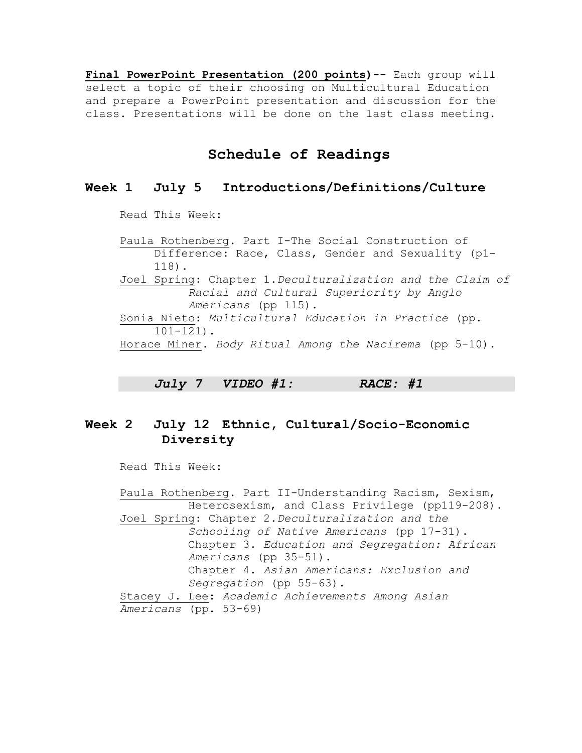**Final PowerPoint Presentation (200 points)**-- Each group will select a topic of their choosing on Multicultural Education and prepare a PowerPoint presentation and discussion for the class. Presentations will be done on the last class meeting.

## Schedule of Readings

### Week 1 July 5 Introductions/Definitions/Culture

Read This Week:

Paula Rothenberg. Part I-The Social Construction of Difference: Race, Class, Gender and Sexuality (p1-118).
Joel Spring: Chapter 1.*Deculturalization and the Claim of Racial and Cultural Superiority by Anglo Americans* (pp 115).
Sonia Nieto: *Multicultural Education in Practice* (pp. 101-121).
Horace Miner. *Body Ritual Among the Nacirema* (pp 5-10).

***July 7 VIDEO #1: RACE: #1***

### Week 2 July 12 Ethnic, Cultural/Socio-Economic Diversity

Read This Week:

Paula Rothenberg. Part II-Understanding Racism, Sexism, Heterosexism, and Class Privilege (pp119-208).
Joel Spring: Chapter 2.*Deculturalization and the Schooling of Native Americans* (pp 17-31).
Chapter 3. *Education and Segregation: African Americans* (pp 35-51).
Chapter 4. *Asian Americans: Exclusion and Segregation* (pp 55-63).
Stacey J. Lee: *Academic Achievements Among Asian Americans* (pp. 53-69)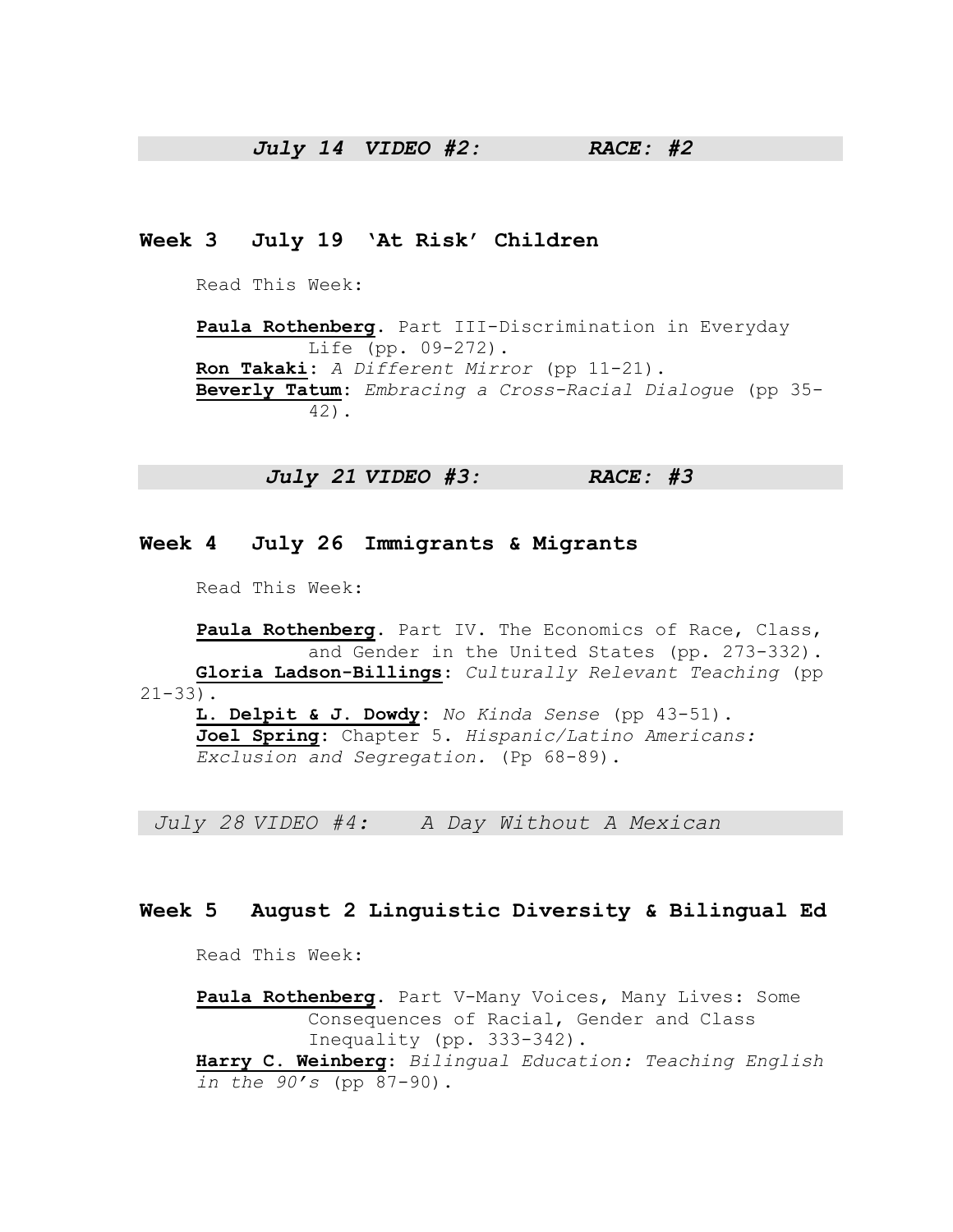***July 14 VIDEO #2: RACE: #2***

## Week 3 July 19 'At Risk' Children

Read This Week:

**Paula Rothenberg**. Part III-Discrimination in Everyday Life (pp. 09-272).
**Ron Takaki**: *A Different Mirror* (pp 11-21).
**Beverly Tatum**: *Embracing a Cross-Racial Dialogue* (pp 35-42).

***July 21 VIDEO #3: RACE: #3***

## Week 4 July 26 Immigrants & Migrants

Read This Week:

**Paula Rothenberg**. Part IV. The Economics of Race, Class, and Gender in the United States (pp. 273-332).
**Gloria Ladson-Billings**: *Culturally Relevant Teaching* (pp 21-33).
**L. Delpit & J. Dowdy**: *No Kinda Sense* (pp 43-51).
**Joel Spring**: Chapter 5. *Hispanic/Latino Americans: Exclusion and Segregation.* (Pp 68-89).

*July 28 VIDEO #4: A Day Without A Mexican*

## Week 5 August 2 Linguistic Diversity & Bilingual Ed

Read This Week:

**Paula Rothenberg**. Part V-Many Voices, Many Lives: Some Consequences of Racial, Gender and Class Inequality (pp. 333-342).
**Harry C. Weinberg**: *Bilingual Education: Teaching English in the 90's* (pp 87-90).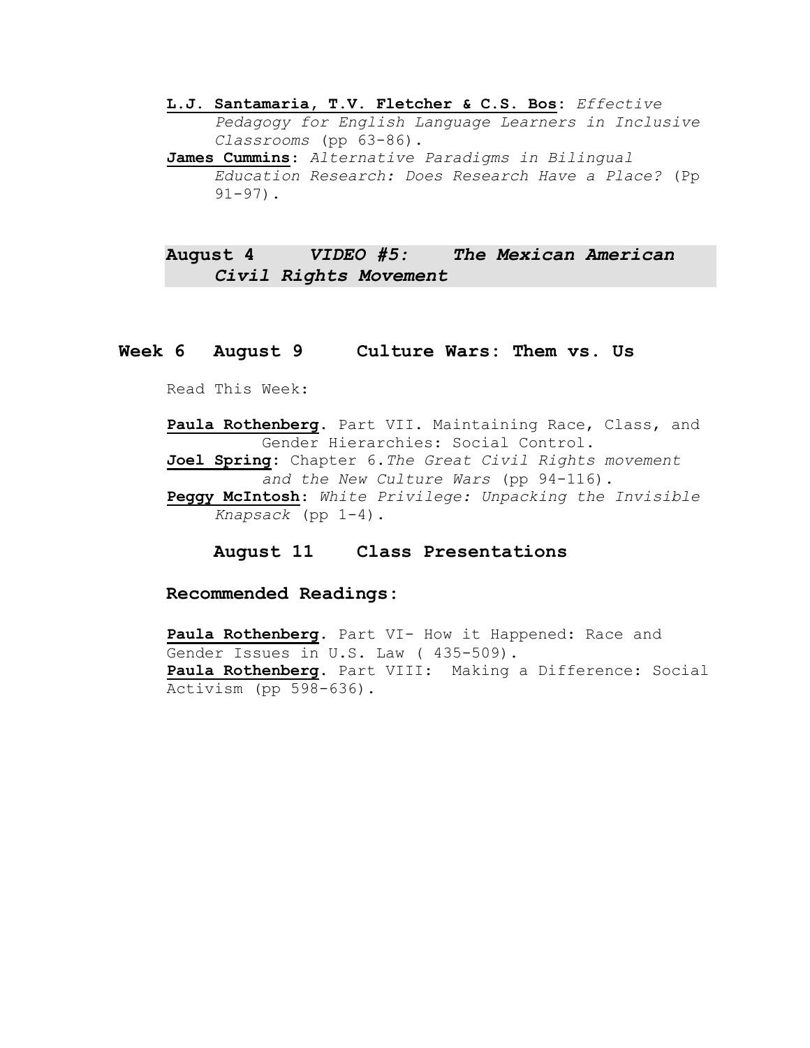**L.J. Santamaria, T.V. Fletcher & C.S. Bos**: *Effective Pedagogy for English Language Learners in Inclusive Classrooms* (pp 63-86).

**James Cummins**: *Alternative Paradigms in Bilingual Education Research: Does Research Have a Place?* (Pp 91-97).

**August 4** ***VIDEO #5: The Mexican American Civil Rights Movement***

## Week 6 August 9 Culture Wars: Them vs. Us

Read This Week:

**Paula Rothenberg**. Part VII. Maintaining Race, Class, and Gender Hierarchies: Social Control.

**Joel Spring**: Chapter 6.*The Great Civil Rights movement and the New Culture Wars* (pp 94-116).

**Peggy McIntosh**: *White Privilege: Unpacking the Invisible Knapsack* (pp 1-4).

### August 11 Class Presentations

### Recommended Readings:

**Paula Rothenberg**. Part VI- How it Happened: Race and Gender Issues in U.S. Law ( 435-509).

**Paula Rothenberg**. Part VIII: Making a Difference: Social Activism (pp 598-636).